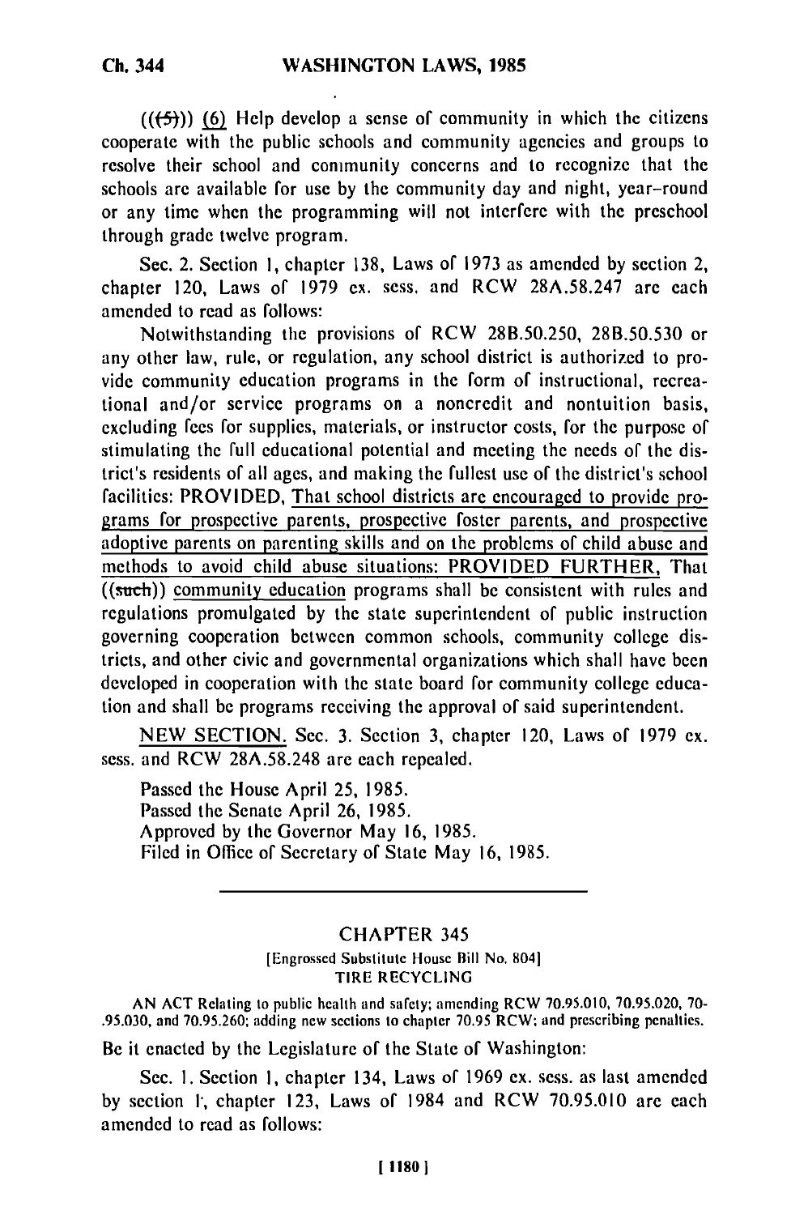((~~(5)~~)) <u>(6)</u> Help develop a sense of community in which the citizens cooperate with the public schools and community agencies and groups to resolve their school and community concerns and to recognize that the schools are available for use by the community day and night, year-round or any time when the programming will not interfere with the preschool through grade twelve program.

Sec. 2. Section 1, chapter 138, Laws of 1973 as amended by section 2, chapter 120, Laws of 1979 ex. sess. and RCW 28A.58.247 are each amended to read as follows:

Notwithstanding the provisions of RCW 28B.50.250, 28B.50.530 or any other law, rule, or regulation, any school district is authorized to provide community education programs in the form of instructional, recreational and/or service programs on a noncredit and nontuition basis, excluding fees for supplies, materials, or instructor costs, for the purpose of stimulating the full educational potential and meeting the needs of the district's residents of all ages, and making the fullest use of the district's school facilities: PROVIDED, <u>That school districts are encouraged to provide programs for prospective parents, prospective foster parents, and prospective adoptive parents on parenting skills and on the problems of child abuse and methods to avoid child abuse situations: PROVIDED FURTHER,</u> That ((~~such~~)) <u>community education</u> programs shall be consistent with rules and regulations promulgated by the state superintendent of public instruction governing cooperation between common schools, community college districts, and other civic and governmental organizations which shall have been developed in cooperation with the state board for community college education and shall be programs receiving the approval of said superintendent.

<u>NEW SECTION.</u> Sec. 3. Section 3, chapter 120, Laws of 1979 ex. sess. and RCW 28A.58.248 are each repealed.

Passed the House April 25, 1985.
Passed the Senate April 26, 1985.
Approved by the Governor May 16, 1985.
Filed in Office of Secretary of State May 16, 1985.

---

## CHAPTER 345

[Engrossed Substitute House Bill No. 804]
TIRE RECYCLING

AN ACT Relating to public health and safety; amending RCW 70.95.010, 70.95.020, 70-.95.030, and 70.95.260; adding new sections to chapter 70.95 RCW; and prescribing penalties.

Be it enacted by the Legislature of the State of Washington:

Sec. 1. Section 1, chapter 134, Laws of 1969 ex. sess. as last amended by section 1, chapter 123, Laws of 1984 and RCW 70.95.010 are each amended to read as follows: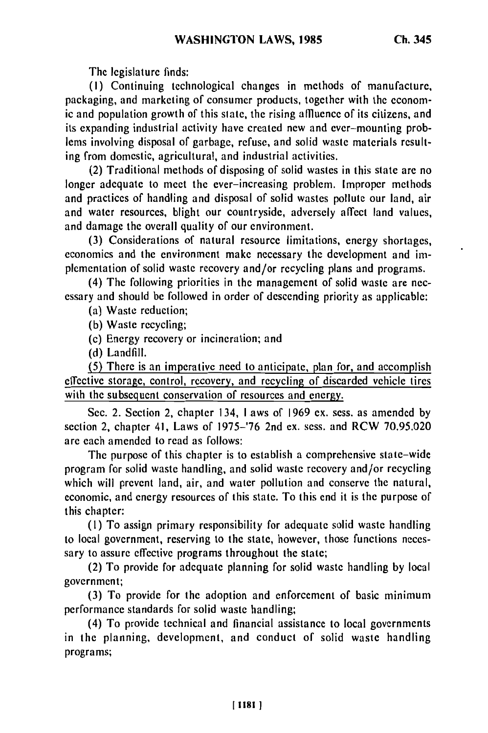The legislature finds:

(1) Continuing technological changes in methods of manufacture, packaging, and marketing of consumer products, together with the economic and population growth of this state, the rising affluence of its citizens, and its expanding industrial activity have created new and ever-mounting problems involving disposal of garbage, refuse, and solid waste materials resulting from domestic, agricultural, and industrial activities.

(2) Traditional methods of disposing of solid wastes in this state are no longer adequate to meet the ever-increasing problem. Improper methods and practices of handling and disposal of solid wastes pollute our land, air and water resources, blight our countryside, adversely affect land values, and damage the overall quality of our environment.

(3) Considerations of natural resource limitations, energy shortages, economics and the environment make necessary the development and implementation of solid waste recovery and/or recycling plans and programs.

(4) The following priorities in the management of solid waste are necessary and should be followed in order of descending priority as applicable:

(a) Waste reduction;

(b) Waste recycling;

(c) Energy recovery or incineration; and

(d) Landfill.

<u>(5) There is an imperative need to anticipate, plan for, and accomplish effective storage, control, recovery, and recycling of discarded vehicle tires with the subsequent conservation of resources and energy.</u>

Sec. 2. Section 2, chapter 134, Laws of 1969 ex. sess. as amended by section 2, chapter 41, Laws of 1975-'76 2nd ex. sess. and RCW 70.95.020 are each amended to read as follows:

The purpose of this chapter is to establish a comprehensive state-wide program for solid waste handling, and solid waste recovery and/or recycling which will prevent land, air, and water pollution and conserve the natural, economic, and energy resources of this state. To this end it is the purpose of this chapter:

(1) To assign primary responsibility for adequate solid waste handling to local government, reserving to the state, however, those functions necessary to assure effective programs throughout the state;

(2) To provide for adequate planning for solid waste handling by local government;

(3) To provide for the adoption and enforcement of basic minimum performance standards for solid waste handling;

(4) To provide technical and financial assistance to local governments in the planning, development, and conduct of solid waste handling programs;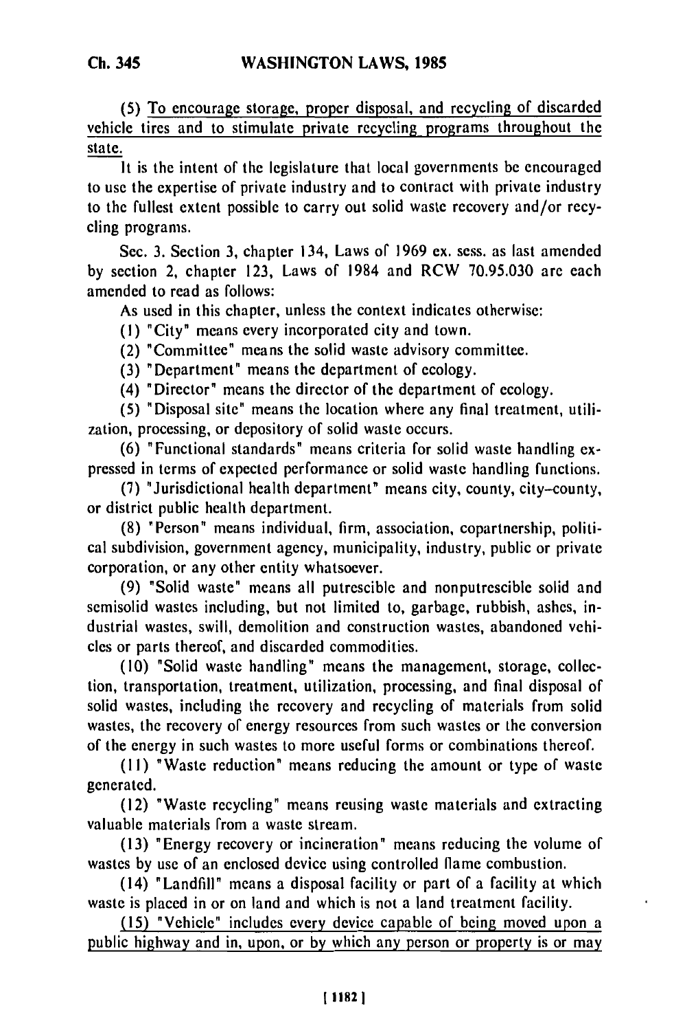(5) To encourage storage, proper disposal, and recycling of discarded vehicle tires and to stimulate private recycling programs throughout the state.

It is the intent of the legislature that local governments be encouraged to use the expertise of private industry and to contract with private industry to the fullest extent possible to carry out solid waste recovery and/or recycling programs.

Sec. 3. Section 3, chapter 134, Laws of 1969 ex. sess. as last amended by section 2, chapter 123, Laws of 1984 and RCW 70.95.030 are each amended to read as follows:

As used in this chapter, unless the context indicates otherwise:

(1) "City" means every incorporated city and town.

(2) "Committee" means the solid waste advisory committee.

(3) "Department" means the department of ecology.

(4) "Director" means the director of the department of ecology.

(5) "Disposal site" means the location where any final treatment, utilization, processing, or depository of solid waste occurs.

(6) "Functional standards" means criteria for solid waste handling expressed in terms of expected performance or solid waste handling functions.

(7) "Jurisdictional health department" means city, county, city–county, or district public health department.

(8) "Person" means individual, firm, association, copartnership, political subdivision, government agency, municipality, industry, public or private corporation, or any other entity whatsoever.

(9) "Solid waste" means all putrescible and nonputrescible solid and semisolid wastes including, but not limited to, garbage, rubbish, ashes, industrial wastes, swill, demolition and construction wastes, abandoned vehicles or parts thereof, and discarded commodities.

(10) "Solid waste handling" means the management, storage, collection, transportation, treatment, utilization, processing, and final disposal of solid wastes, including the recovery and recycling of materials from solid wastes, the recovery of energy resources from such wastes or the conversion of the energy in such wastes to more useful forms or combinations thereof.

(11) "Waste reduction" means reducing the amount or type of waste generated.

(12) "Waste recycling" means reusing waste materials and extracting valuable materials from a waste stream.

(13) "Energy recovery or incineration" means reducing the volume of wastes by use of an enclosed device using controlled flame combustion.

(14) "Landfill" means a disposal facility or part of a facility at which waste is placed in or on land and which is not a land treatment facility.

(15) "Vehicle" includes every device capable of being moved upon a public highway and in, upon, or by which any person or property is or may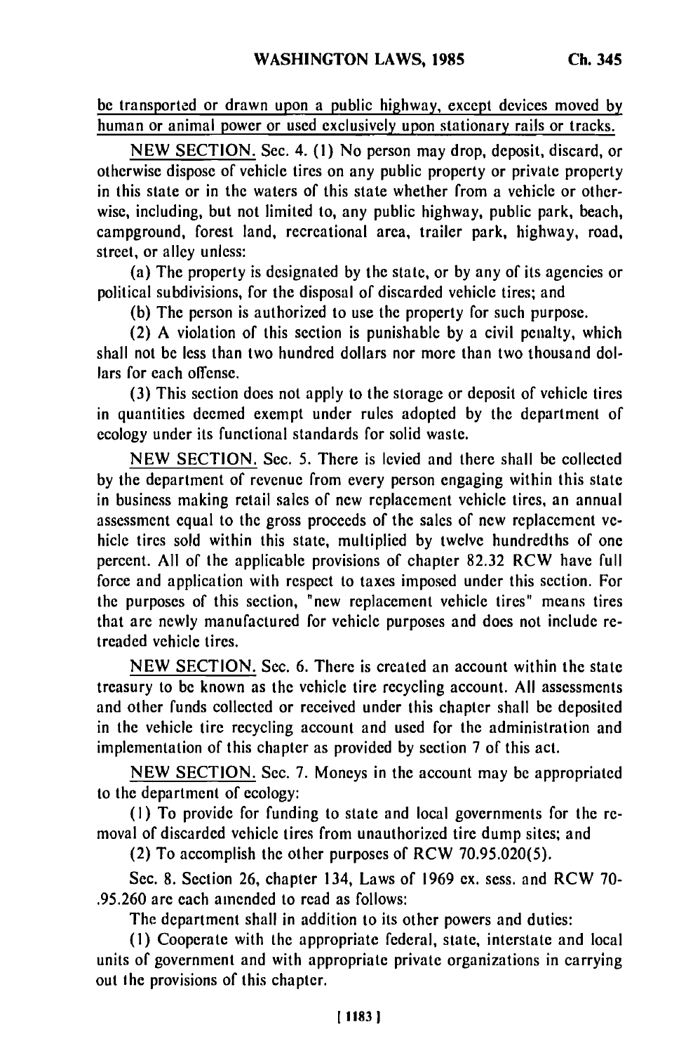be transported or drawn upon a public highway, except devices moved by human or animal power or used exclusively upon stationary rails or tracks.

NEW SECTION. Sec. 4. (1) No person may drop, deposit, discard, or otherwise dispose of vehicle tires on any public property or private property in this state or in the waters of this state whether from a vehicle or otherwise, including, but not limited to, any public highway, public park, beach, campground, forest land, recreational area, trailer park, highway, road, street, or alley unless:

(a) The property is designated by the state, or by any of its agencies or political subdivisions, for the disposal of discarded vehicle tires; and

(b) The person is authorized to use the property for such purpose.

(2) A violation of this section is punishable by a civil penalty, which shall not be less than two hundred dollars nor more than two thousand dollars for each offense.

(3) This section does not apply to the storage or deposit of vehicle tires in quantities deemed exempt under rules adopted by the department of ecology under its functional standards for solid waste.

NEW SECTION. Sec. 5. There is levied and there shall be collected by the department of revenue from every person engaging within this state in business making retail sales of new replacement vehicle tires, an annual assessment equal to the gross proceeds of the sales of new replacement vehicle tires sold within this state, multiplied by twelve hundredths of one percent. All of the applicable provisions of chapter 82.32 RCW have full force and application with respect to taxes imposed under this section. For the purposes of this section, "new replacement vehicle tires" means tires that are newly manufactured for vehicle purposes and does not include retreaded vehicle tires.

NEW SECTION. Sec. 6. There is created an account within the state treasury to be known as the vehicle tire recycling account. All assessments and other funds collected or received under this chapter shall be deposited in the vehicle tire recycling account and used for the administration and implementation of this chapter as provided by section 7 of this act.

NEW SECTION. Sec. 7. Moneys in the account may be appropriated to the department of ecology:

(1) To provide for funding to state and local governments for the removal of discarded vehicle tires from unauthorized tire dump sites; and

(2) To accomplish the other purposes of RCW 70.95.020(5).

Sec. 8. Section 26, chapter 134, Laws of 1969 ex. sess. and RCW 70.95.260 are each amended to read as follows:

The department shall in addition to its other powers and duties:

(1) Cooperate with the appropriate federal, state, interstate and local units of government and with appropriate private organizations in carrying out the provisions of this chapter.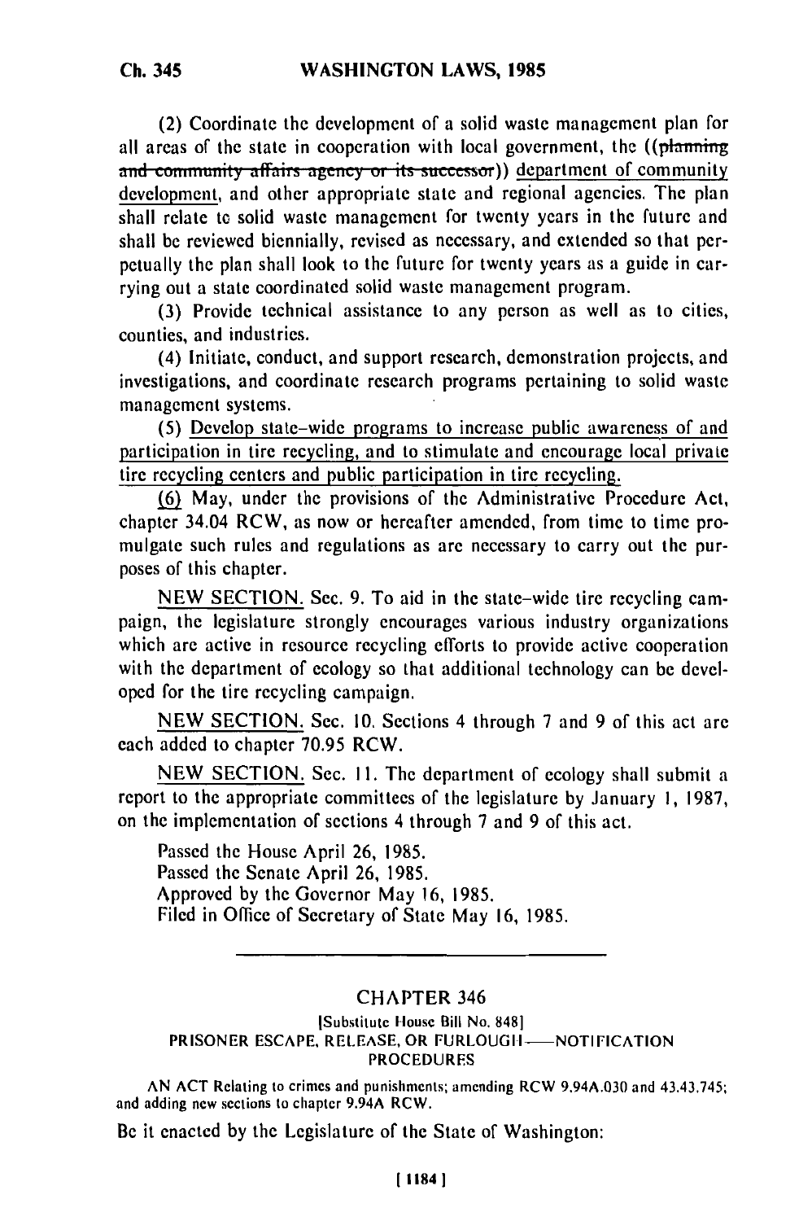(2) Coordinate the development of a solid waste management plan for all areas of the state in cooperation with local government, the ((~~planning and community affairs agency or its successor~~)) department of community development, and other appropriate state and regional agencies. The plan shall relate to solid waste management for twenty years in the future and shall be reviewed biennially, revised as necessary, and extended so that perpetually the plan shall look to the future for twenty years as a guide in carrying out a state coordinated solid waste management program.

(3) Provide technical assistance to any person as well as to cities, counties, and industries.

(4) Initiate, conduct, and support research, demonstration projects, and investigations, and coordinate research programs pertaining to solid waste management systems.

(5) Develop state-wide programs to increase public awareness of and participation in tire recycling, and to stimulate and encourage local private tire recycling centers and public participation in tire recycling.

(6) May, under the provisions of the Administrative Procedure Act, chapter 34.04 RCW, as now or hereafter amended, from time to time promulgate such rules and regulations as are necessary to carry out the purposes of this chapter.

NEW SECTION. Sec. 9. To aid in the state-wide tire recycling campaign, the legislature strongly encourages various industry organizations which are active in resource recycling efforts to provide active cooperation with the department of ecology so that additional technology can be developed for the tire recycling campaign.

NEW SECTION. Sec. 10. Sections 4 through 7 and 9 of this act are each added to chapter 70.95 RCW.

NEW SECTION. Sec. 11. The department of ecology shall submit a report to the appropriate committees of the legislature by January 1, 1987, on the implementation of sections 4 through 7 and 9 of this act.

Passed the House April 26, 1985.
Passed the Senate April 26, 1985.
Approved by the Governor May 16, 1985.
Filed in Office of Secretary of State May 16, 1985.

---

## CHAPTER 346

[Substitute House Bill No. 848]

PRISONER ESCAPE, RELEASE, OR FURLOUGH—NOTIFICATION PROCEDURES

AN ACT Relating to crimes and punishments; amending RCW 9.94A.030 and 43.43.745; and adding new sections to chapter 9.94A RCW.

Be it enacted by the Legislature of the State of Washington: